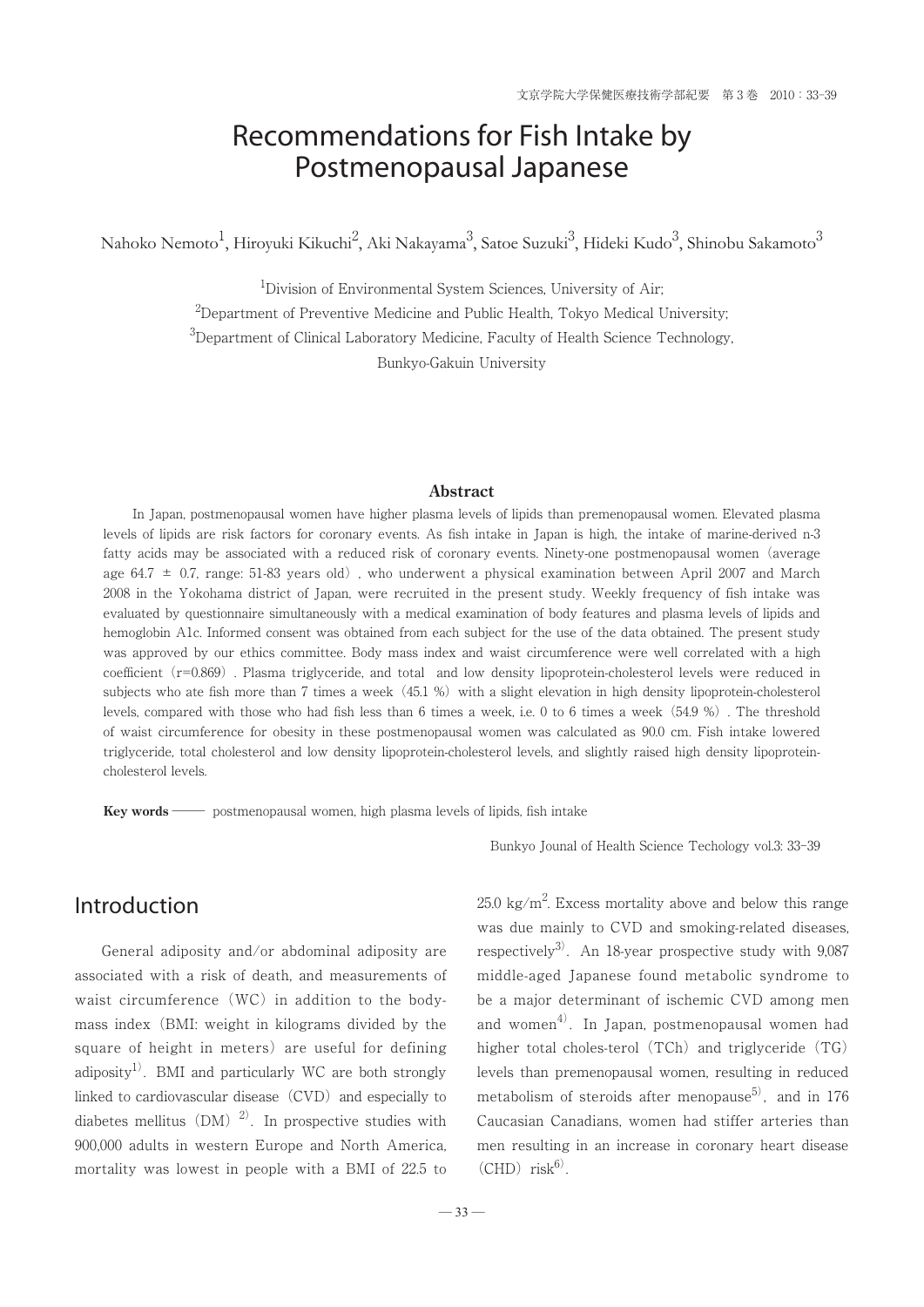# Recommendations for Fish Intake by Postmenopausal Japanese

Nahoko Nemoto[1], Hiroyuki Kikuchi[2], Aki Nakayama[3], Satoe Suzuki[3], Hideki Kudo[3], Shinobu Sakamoto[3]

[1]Division of Environmental System Sciences, University of Air;
[2]Department of Preventive Medicine and Public Health, Tokyo Medical University;
[3]Department of Clinical Laboratory Medicine, Faculty of Health Science Technology, Bunkyo-Gakuin University

**Abstract**

In Japan, postmenopausal women have higher plasma levels of lipids than premenopausal women. Elevated plasma levels of lipids are risk factors for coronary events. As fish intake in Japan is high, the intake of marine-derived n-3 fatty acids may be associated with a reduced risk of coronary events. Ninety-one postmenopausal women (average age 64.7 ± 0.7, range: 51-83 years old), who underwent a physical examination between April 2007 and March 2008 in the Yokohama district of Japan, were recruited in the present study. Weekly frequency of fish intake was evaluated by questionnaire simultaneously with a medical examination of body features and plasma levels of lipids and hemoglobin A1c. Informed consent was obtained from each subject for the use of the data obtained. The present study was approved by our ethics committee. Body mass index and waist circumference were well correlated with a high coefficient (r=0.869). Plasma triglyceride, and total and low density lipoprotein-cholesterol levels were reduced in subjects who ate fish more than 7 times a week (45.1 %) with a slight elevation in high density lipoprotein-cholesterol levels, compared with those who had fish less than 6 times a week, i.e. 0 to 6 times a week (54.9 %). The threshold of waist circumference for obesity in these postmenopausal women was calculated as 90.0 cm. Fish intake lowered triglyceride, total cholesterol and low density lipoprotein-cholesterol levels, and slightly raised high density lipoprotein-cholesterol levels.

**Key words** —— postmenopausal women, high plasma levels of lipids, fish intake

## Introduction

General adiposity and/or abdominal adiposity are associated with a risk of death, and measurements of waist circumference (WC) in addition to the body-mass index (BMI: weight in kilograms divided by the square of height in meters) are useful for defining adiposity[1]. BMI and particularly WC are both strongly linked to cardiovascular disease (CVD) and especially to diabetes mellitus (DM)[2]. In prospective studies with 900,000 adults in western Europe and North America, mortality was lowest in people with a BMI of 22.5 to 25.0 $kg/m^2$. Excess mortality above and below this range was due mainly to CVD and smoking-related diseases, respectively[3]. An 18-year prospective study with 9,087 middle-aged Japanese found metabolic syndrome to be a major determinant of ischemic CVD among men and women[4]. In Japan, postmenopausal women had higher total choles-terol (TCh) and triglyceride (TG) levels than premenopausal women, resulting in reduced metabolism of steroids after menopause[5], and in 176 Caucasian Canadians, women had stiffer arteries than men resulting in an increase in coronary heart disease (CHD) risk[6].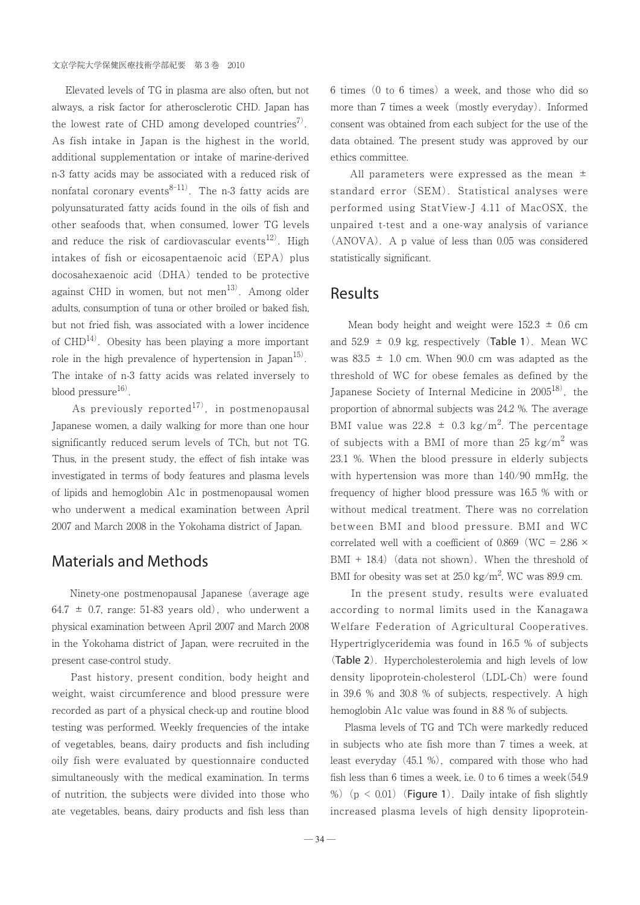Elevated levels of TG in plasma are also often, but not always, a risk factor for atherosclerotic CHD. Japan has the lowest rate of CHD among developed countries[7]. As fish intake in Japan is the highest in the world, additional supplementation or intake of marine-derived n-3 fatty acids may be associated with a reduced risk of nonfatal coronary events[8-11]. The n-3 fatty acids are polyunsaturated fatty acids found in the oils of fish and other seafoods that, when consumed, lower TG levels and reduce the risk of cardiovascular events[12]. High intakes of fish or eicosapentaenoic acid (EPA) plus docosahexaenoic acid (DHA) tended to be protective against CHD in women, but not men[13]. Among older adults, consumption of tuna or other broiled or baked fish, but not fried fish, was associated with a lower incidence of CHD[14]. Obesity has been playing a more important role in the high prevalence of hypertension in Japan[15]. The intake of n-3 fatty acids was related inversely to blood pressure[16].

As previously reported[17], in postmenopausal Japanese women, a daily walking for more than one hour significantly reduced serum levels of TCh, but not TG. Thus, in the present study, the effect of fish intake was investigated in terms of body features and plasma levels of lipids and hemoglobin A1c in postmenopausal women who underwent a medical examination between April 2007 and March 2008 in the Yokohama district of Japan.

## Materials and Methods

Ninety-one postmenopausal Japanese (average age 64.7 ± 0.7, range: 51-83 years old), who underwent a physical examination between April 2007 and March 2008 in the Yokohama district of Japan, were recruited in the present case-control study.

Past history, present condition, body height and weight, waist circumference and blood pressure were recorded as part of a physical check-up and routine blood testing was performed. Weekly frequencies of the intake of vegetables, beans, dairy products and fish including oily fish were evaluated by questionnaire conducted simultaneously with the medical examination. In terms of nutrition, the subjects were divided into those who ate vegetables, beans, dairy products and fish less than 6 times (0 to 6 times) a week, and those who did so more than 7 times a week (mostly everyday). Informed consent was obtained from each subject for the use of the data obtained. The present study was approved by our ethics committee.

All parameters were expressed as the mean ± standard error (SEM). Statistical analyses were performed using StatView-J 4.11 of MacOSX, the unpaired t-test and a one-way analysis of variance (ANOVA). A p value of less than 0.05 was considered statistically significant.

## Results

Mean body height and weight were 152.3 ± 0.6 cm and 52.9 ± 0.9 kg, respectively (**Table 1**). Mean WC was 83.5 ± 1.0 cm. When 90.0 cm was adapted as the threshold of WC for obese females as defined by the Japanese Society of Internal Medicine in 2005[18], the proportion of abnormal subjects was 24.2 %. The average BMI value was 22.8 ± 0.3 $kg/m^2$. The percentage of subjects with a BMI of more than 25 $kg/m^2$ was 23.1 %. When the blood pressure in elderly subjects with hypertension was more than 140/90 mmHg, the frequency of higher blood pressure was 16.5 % with or without medical treatment. There was no correlation between BMI and blood pressure. BMI and WC correlated well with a coefficient of 0.869 ($WC = 2.86 \times BMI + 18.4$) (data not shown). When the threshold of BMI for obesity was set at 25.0 $kg/m^2$, WC was 89.9 cm.

In the present study, results were evaluated according to normal limits used in the Kanagawa Welfare Federation of Agricultural Cooperatives. Hypertriglyceridemia was found in 16.5 % of subjects (**Table 2**). Hypercholesterolemia and high levels of low density lipoprotein-cholesterol (LDL-Ch) were found in 39.6 % and 30.8 % of subjects, respectively. A high hemoglobin A1c value was found in 8.8 % of subjects.

Plasma levels of TG and TCh were markedly reduced in subjects who ate fish more than 7 times a week, at least everyday (45.1 %), compared with those who had fish less than 6 times a week, i.e. 0 to 6 times a week (54.9 %) ($p < 0.01$) (**Figure 1**). Daily intake of fish slightly increased plasma levels of high density lipoprotein-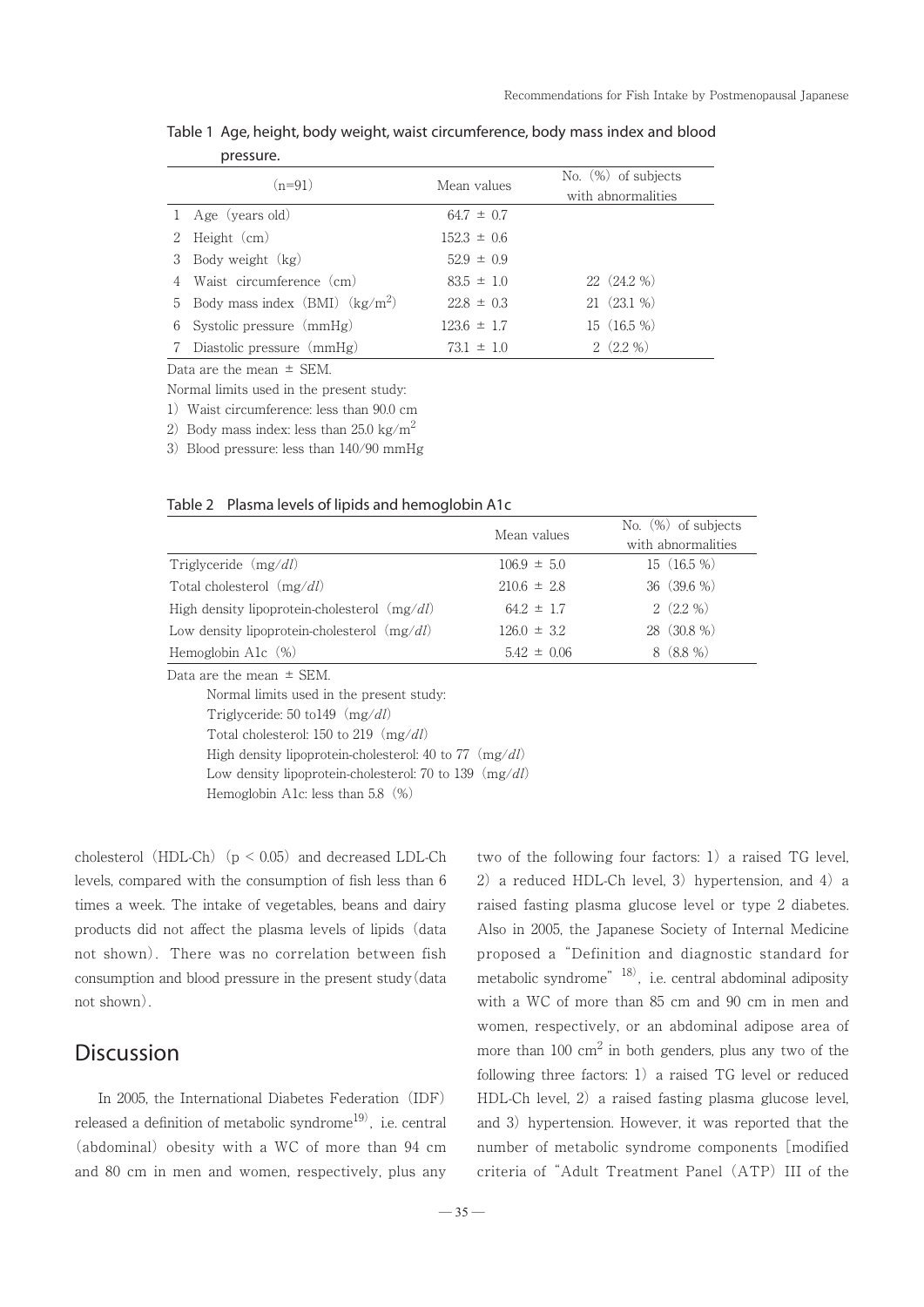Table 1 Age, height, body weight, waist circumference, body mass index and blood pressure.

| (n=91) | Mean values | No. (%) of subjects with abnormalities |
|---|---|---|
| 1 Age (years old) | 64.7 ± 0.7 | |
| 2 Height (cm) | 152.3 ± 0.6 | |
| 3 Body weight (kg) | 52.9 ± 0.9 | |
| 4 Waist circumference (cm) | 83.5 ± 1.0 | 22 (24.2 %) |
| 5 Body mass index (BMI) ($kg/m^2$) | 22.8 ± 0.3 | 21 (23.1 %) |
| 6 Systolic pressure (mmHg) | 123.6 ± 1.7 | 15 (16.5 %) |
| 7 Diastolic pressure (mmHg) | 73.1 ± 1.0 | 2 (2.2 %) |

Data are the mean ± SEM.

Normal limits used in the present study:

1) Waist circumference: less than 90.0 cm

2) Body mass index: less than 25.0 $kg/m^2$

3) Blood pressure: less than 140/90 mmHg

Table 2 Plasma levels of lipids and hemoglobin A1c

| | Mean values | No. (%) of subjects with abnormalities |
|---|---|---|
| Triglyceride (mg/*dl*) | 106.9 ± 5.0 | 15 (16.5 %) |
| Total cholesterol (mg/*dl*) | 210.6 ± 2.8 | 36 (39.6 %) |
| High density lipoprotein-cholesterol (mg/*dl*) | 64.2 ± 1.7 | 2 (2.2 %) |
| Low density lipoprotein-cholesterol (mg/*dl*) | 126.0 ± 3.2 | 28 (30.8 %) |
| Hemoglobin A1c (%) | 5.42 ± 0.06 | 8 (8.8 %) |

Data are the mean ± SEM.

Normal limits used in the present study:

Triglyceride: 50 to149 (mg/*dl*)

Total cholesterol: 150 to 219 (mg/*dl*)

High density lipoprotein-cholesterol: 40 to 77 (mg/*dl*)

Low density lipoprotein-cholesterol: 70 to 139 (mg/*dl*)

Hemoglobin A1c: less than 5.8 (%)

cholesterol (HDL-Ch) ($p < 0.05$) and decreased LDL-Ch levels, compared with the consumption of fish less than 6 times a week. The intake of vegetables, beans and dairy products did not affect the plasma levels of lipids (data not shown). There was no correlation between fish consumption and blood pressure in the present study (data not shown).

## Discussion

In 2005, the International Diabetes Federation (IDF) released a definition of metabolic syndrome[19], i.e. central (abdominal) obesity with a WC of more than 94 cm and 80 cm in men and women, respectively, plus any two of the following four factors: 1) a raised TG level, 2) a reduced HDL-Ch level, 3) hypertension, and 4) a raised fasting plasma glucose level or type 2 diabetes. Also in 2005, the Japanese Society of Internal Medicine proposed a "Definition and diagnostic standard for metabolic syndrome" [18], i.e. central abdominal adiposity with a WC of more than 85 cm and 90 cm in men and women, respectively, or an abdominal adipose area of more than 100 $cm^2$ in both genders, plus any two of the following three factors: 1) a raised TG level or reduced HDL-Ch level, 2) a raised fasting plasma glucose level, and 3) hypertension. However, it was reported that the number of metabolic syndrome components [modified criteria of "Adult Treatment Panel (ATP) III of the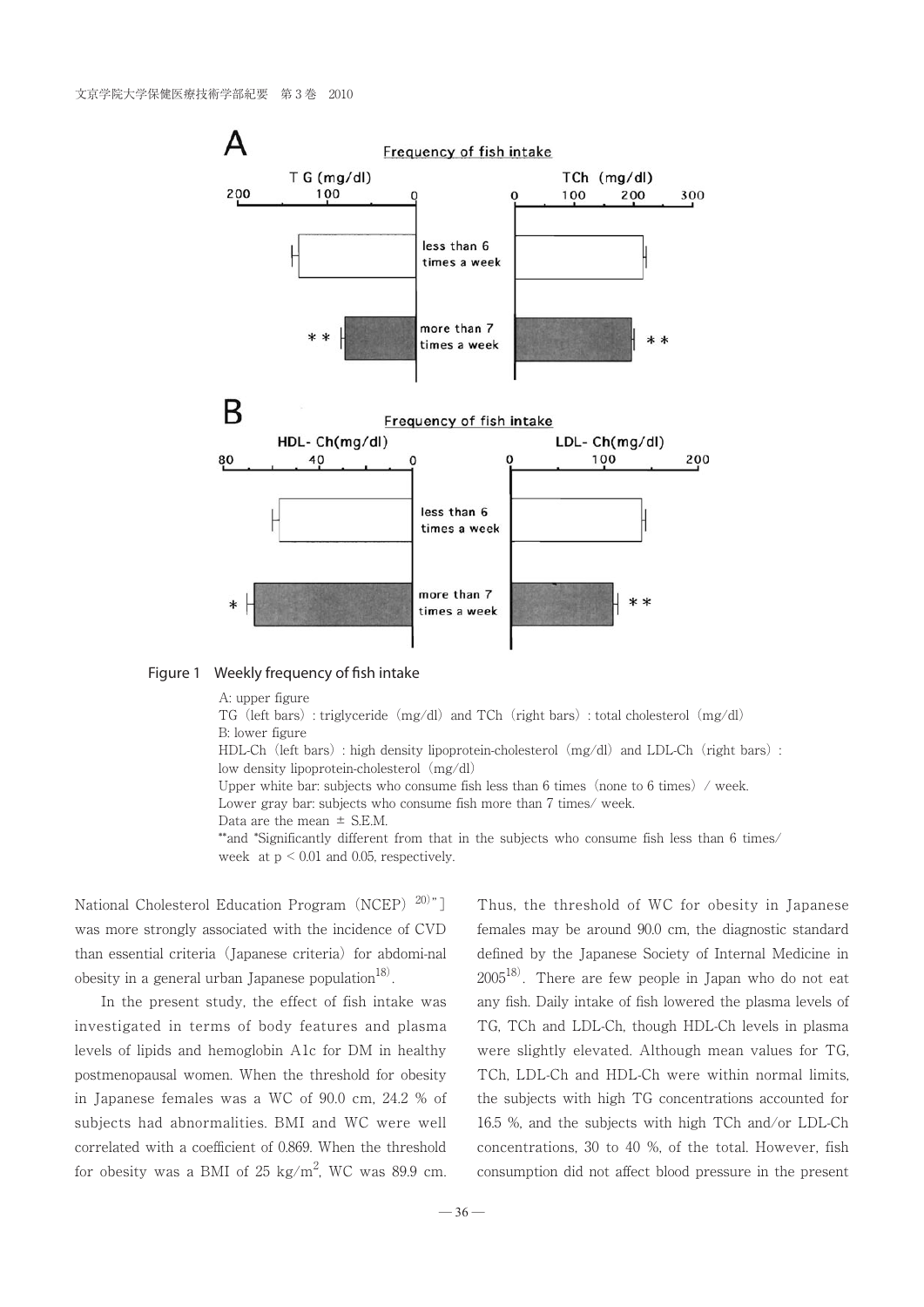Figure 1　Weekly frequency of fish intake

A: upper figure
TG (left bars) : triglyceride (mg/dl) and TCh (right bars) : total cholesterol (mg/dl)
B: lower figure
HDL-Ch (left bars) : high density lipoprotein-cholesterol (mg/dl) and LDL-Ch (right bars) : low density lipoprotein-cholesterol (mg/dl)
Upper white bar: subjects who consume fish less than 6 times (none to 6 times) / week.
Lower gray bar: subjects who consume fish more than 7 times/ week.
Data are the mean ± S.E.M.
** and *Significantly different from that in the subjects who consume fish less than 6 times/ week at $p < 0.01$ and 0.05, respectively.

National Cholesterol Education Program (NCEP)[20]"] was more strongly associated with the incidence of CVD than essential criteria (Japanese criteria) for abdomi-nal obesity in a general urban Japanese population[18].

In the present study, the effect of fish intake was investigated in terms of body features and plasma levels of lipids and hemoglobin A1c for DM in healthy postmenopausal women. When the threshold for obesity in Japanese females was a WC of 90.0 cm, 24.2 % of subjects had abnormalities. BMI and WC were well correlated with a coefficient of 0.869. When the threshold for obesity was a BMI of 25 kg/$m^2$, WC was 89.9 cm. Thus, the threshold of WC for obesity in Japanese females may be around 90.0 cm, the diagnostic standard defined by the Japanese Society of Internal Medicine in 2005[18]. There are few people in Japan who do not eat any fish. Daily intake of fish lowered the plasma levels of TG, TCh and LDL-Ch, though HDL-Ch levels in plasma were slightly elevated. Although mean values for TG, TCh, LDL-Ch and HDL-Ch were within normal limits, the subjects with high TG concentrations accounted for 16.5 %, and the subjects with high TCh and/or LDL-Ch concentrations, 30 to 40 %, of the total. However, fish consumption did not affect blood pressure in the present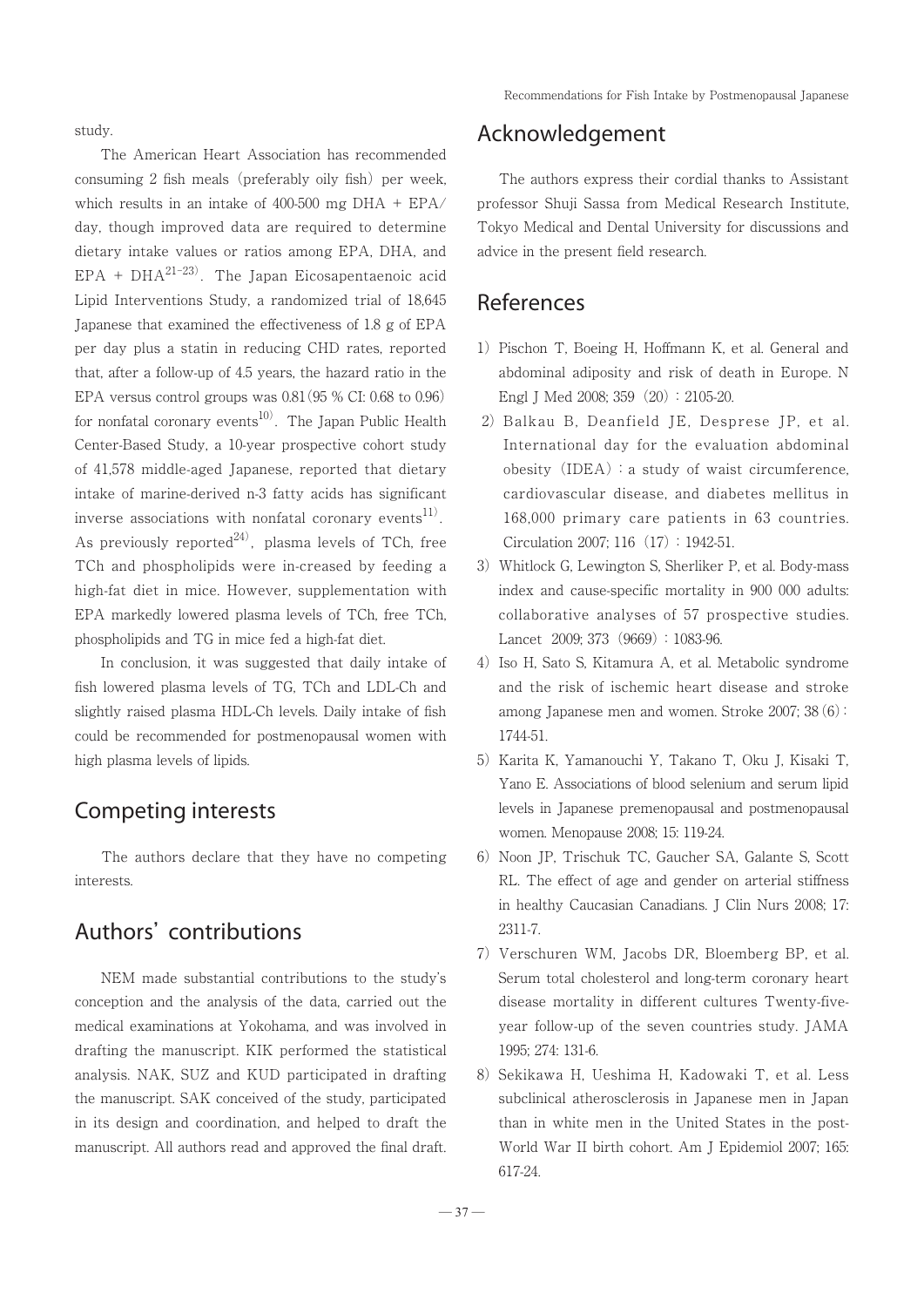study.

The American Heart Association has recommended consuming 2 fish meals (preferably oily fish) per week, which results in an intake of 400-500 mg DHA + EPA/day, though improved data are required to determine dietary intake values or ratios among EPA, DHA, and EPA + DHA[21-23]. The Japan Eicosapentaenoic acid Lipid Interventions Study, a randomized trial of 18,645 Japanese that examined the effectiveness of 1.8 g of EPA per day plus a statin in reducing CHD rates, reported that, after a follow-up of 4.5 years, the hazard ratio in the EPA versus control groups was 0.81 (95 % CI: 0.68 to 0.96) for nonfatal coronary events[10]. The Japan Public Health Center-Based Study, a 10-year prospective cohort study of 41,578 middle-aged Japanese, reported that dietary intake of marine-derived n-3 fatty acids has significant inverse associations with nonfatal coronary events[11]. As previously reported[24], plasma levels of TCh, free TCh and phospholipids were in-creased by feeding a high-fat diet in mice. However, supplementation with EPA markedly lowered plasma levels of TCh, free TCh, phospholipids and TG in mice fed a high-fat diet.

In conclusion, it was suggested that daily intake of fish lowered plasma levels of TG, TCh and LDL-Ch and slightly raised plasma HDL-Ch levels. Daily intake of fish could be recommended for postmenopausal women with high plasma levels of lipids.

## Competing interests

The authors declare that they have no competing interests.

## Authors' contributions

NEM made substantial contributions to the study's conception and the analysis of the data, carried out the medical examinations at Yokohama, and was involved in drafting the manuscript. KIK performed the statistical analysis. NAK, SUZ and KUD participated in drafting the manuscript. SAK conceived of the study, participated in its design and coordination, and helped to draft the manuscript. All authors read and approved the final draft.

## Acknowledgement

The authors express their cordial thanks to Assistant professor Shuji Sassa from Medical Research Institute, Tokyo Medical and Dental University for discussions and advice in the present field research.

## References

1) Pischon T, Boeing H, Hoffmann K, et al. General and abdominal adiposity and risk of death in Europe. N Engl J Med 2008; 359 (20): 2105-20.
2) Balkau B, Deanfield JE, Desprese JP, et al. International day for the evaluation abdominal obesity (IDEA): a study of waist circumference, cardiovascular disease, and diabetes mellitus in 168,000 primary care patients in 63 countries. Circulation 2007; 116 (17): 1942-51.
3) Whitlock G, Lewington S, Sherliker P, et al. Body-mass index and cause-specific mortality in 900 000 adults: collaborative analyses of 57 prospective studies. Lancet 2009; 373 (9669): 1083-96.
4) Iso H, Sato S, Kitamura A, et al. Metabolic syndrome and the risk of ischemic heart disease and stroke among Japanese men and women. Stroke 2007; 38 (6): 1744-51.
5) Karita K, Yamanouchi Y, Takano T, Oku J, Kisaki T, Yano E. Associations of blood selenium and serum lipid levels in Japanese premenopausal and postmenopausal women. Menopause 2008; 15: 119-24.
6) Noon JP, Trischuk TC, Gaucher SA, Galante S, Scott RL. The effect of age and gender on arterial stiffness in healthy Caucasian Canadians. J Clin Nurs 2008; 17: 2311-7.
7) Verschuren WM, Jacobs DR, Bloemberg BP, et al. Serum total cholesterol and long-term coronary heart disease mortality in different cultures Twenty-five-year follow-up of the seven countries study. JAMA 1995; 274: 131-6.
8) Sekikawa H, Ueshima H, Kadowaki T, et al. Less subclinical atherosclerosis in Japanese men in Japan than in white men in the United States in the post-World War II birth cohort. Am J Epidemiol 2007; 165: 617-24.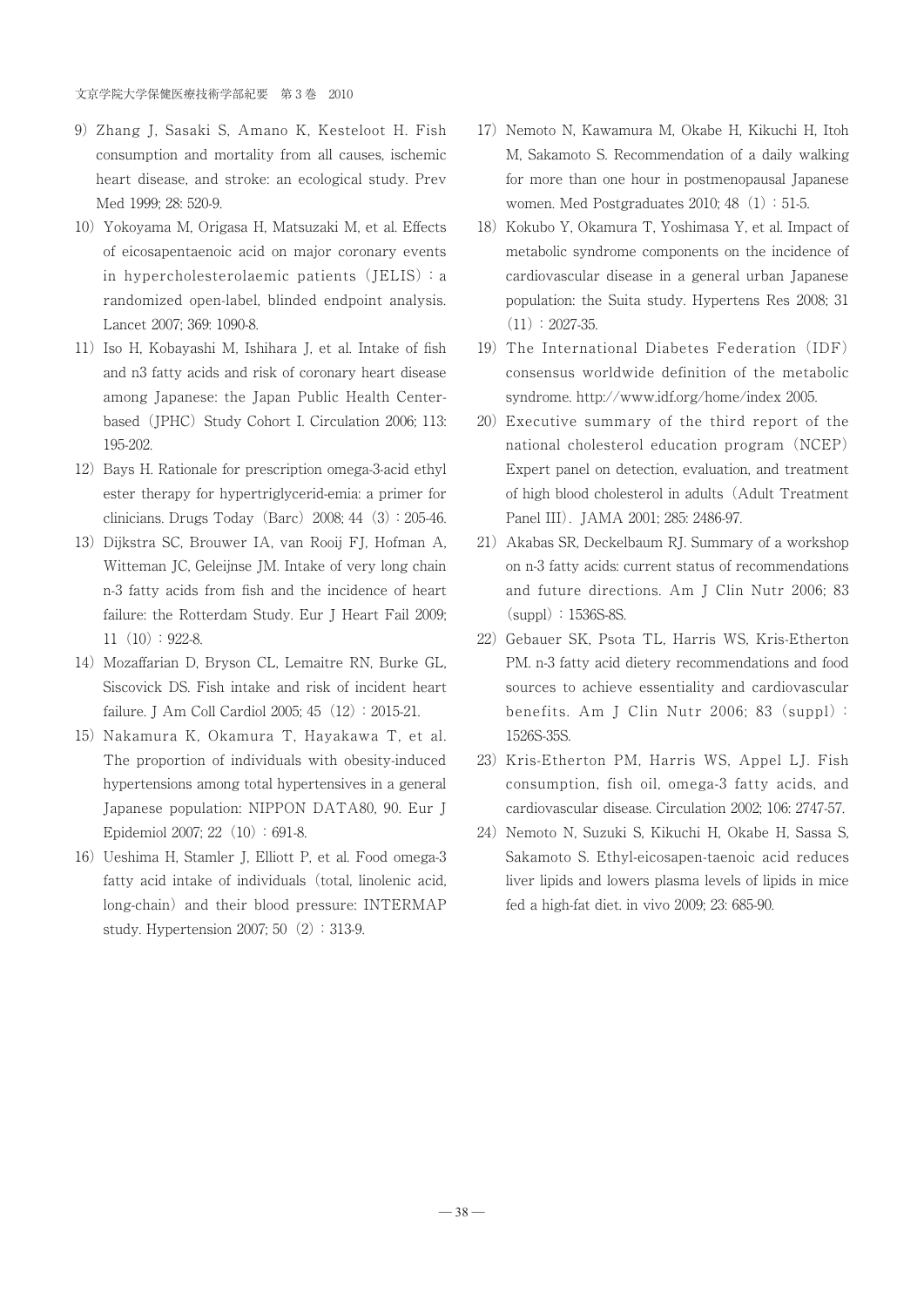9) Zhang J, Sasaki S, Amano K, Kesteloot H. Fish consumption and mortality from all causes, ischemic heart disease, and stroke: an ecological study. Prev Med 1999; 28: 520-9.

10) Yokoyama M, Origasa H, Matsuzaki M, et al. Effects of eicosapentaenoic acid on major coronary events in hypercholesterolaemic patients（JELIS）: a randomized open-label, blinded endpoint analysis. Lancet 2007; 369: 1090-8.

11) Iso H, Kobayashi M, Ishihara J, et al. Intake of fish and n3 fatty acids and risk of coronary heart disease among Japanese: the Japan Public Health Center-based（JPHC）Study Cohort I. Circulation 2006; 113: 195-202.

12) Bays H. Rationale for prescription omega-3-acid ethyl ester therapy for hypertriglycerid-emia: a primer for clinicians. Drugs Today（Barc）2008; 44（3）: 205-46.

13) Dijkstra SC, Brouwer IA, van Rooij FJ, Hofman A, Witteman JC, Geleijnse JM. Intake of very long chain n-3 fatty acids from fish and the incidence of heart failure: the Rotterdam Study. Eur J Heart Fail 2009; 11（10）: 922-8.

14) Mozaffarian D, Bryson CL, Lemaitre RN, Burke GL, Siscovick DS. Fish intake and risk of incident heart failure. J Am Coll Cardiol 2005; 45（12）: 2015-21.

15) Nakamura K, Okamura T, Hayakawa T, et al. The proportion of individuals with obesity-induced hypertensions among total hypertensives in a general Japanese population: NIPPON DATA80, 90. Eur J Epidemiol 2007; 22（10）: 691-8.

16) Ueshima H, Stamler J, Elliott P, et al. Food omega-3 fatty acid intake of individuals（total, linolenic acid, long-chain）and their blood pressure: INTERMAP study. Hypertension 2007; 50（2）: 313-9.

17) Nemoto N, Kawamura M, Okabe H, Kikuchi H, Itoh M, Sakamoto S. Recommendation of a daily walking for more than one hour in postmenopausal Japanese women. Med Postgraduates 2010; 48（1）: 51-5.

18) Kokubo Y, Okamura T, Yoshimasa Y, et al. Impact of metabolic syndrome components on the incidence of cardiovascular disease in a general urban Japanese population: the Suita study. Hypertens Res 2008; 31（11）: 2027-35.

19) The International Diabetes Federation（IDF）consensus worldwide definition of the metabolic syndrome. http://www.idf.org/home/index 2005.

20) Executive summary of the third report of the national cholesterol education program（NCEP）Expert panel on detection, evaluation, and treatment of high blood cholesterol in adults（Adult Treatment Panel III）. JAMA 2001; 285: 2486-97.

21) Akabas SR, Deckelbaum RJ. Summary of a workshop on n-3 fatty acids: current status of recommendations and future directions. Am J Clin Nutr 2006; 83（suppl）: 1536S-8S.

22) Gebauer SK, Psota TL, Harris WS, Kris-Etherton PM. n-3 fatty acid dietery recommendations and food sources to achieve essentiality and cardiovascular benefits. Am J Clin Nutr 2006; 83（suppl）: 1526S-35S.

23) Kris-Etherton PM, Harris WS, Appel LJ. Fish consumption, fish oil, omega-3 fatty acids, and cardiovascular disease. Circulation 2002; 106: 2747-57.

24) Nemoto N, Suzuki S, Kikuchi H, Okabe H, Sassa S, Sakamoto S. Ethyl-eicosapen-taenoic acid reduces liver lipids and lowers plasma levels of lipids in mice fed a high-fat diet. in vivo 2009; 23: 685-90.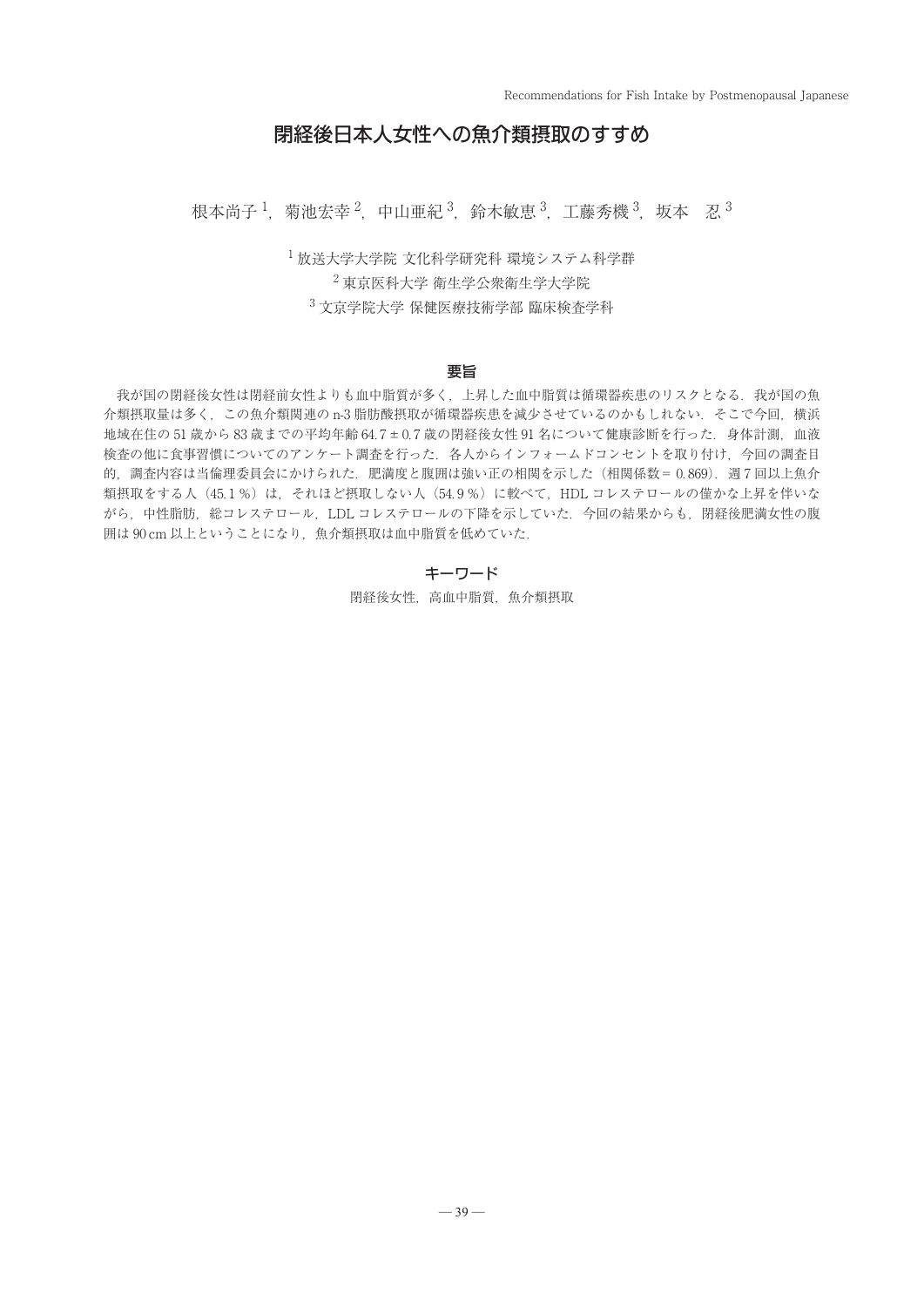# 閉経後日本人女性への魚介類摂取のすすめ

根本尚子[1]，菊池宏幸[2]，中山亜紀[3]，鈴木敏恵[3]，工藤秀機[3]，坂本　忍[3]

[1] 放送大学大学院 文化科学研究科 環境システム科学群

[2] 東京医科大学 衛生学公衆衛生学大学院

[3] 文京学院大学 保健医療技術学部 臨床検査学科

## 要旨

我が国の閉経後女性は閉経前女性よりも血中脂質が多く，上昇した血中脂質は循環器疾患のリスクとなる．我が国の魚介類摂取量は多く，この魚介類関連の n-3 脂肪酸摂取が循環器疾患を減少させているのかもしれない．そこで今回，横浜地域在住の 51 歳から 83 歳までの平均年齢 64.7 ± 0.7 歳の閉経後女性 91 名について健康診断を行った．身体計測，血液検査の他に食事習慣についてのアンケート調査を行った．各人からインフォームドコンセントを取り付け，今回の調査目的，調査内容は当倫理委員会にかけられた．肥満度と腹囲は強い正の相関を示した（相関係数＝ 0.869）．週 7 回以上魚介類摂取をする人（45.1 %）は，それほど摂取しない人（54.9 %）に較べて，HDL コレステロールの僅かな上昇を伴いながら，中性脂肪，総コレステロール，LDL コレステロールの下降を示していた．今回の結果からも，閉経後肥満女性の腹囲は 90 cm 以上ということになり，魚介類摂取は血中脂質を低めていた．

## キーワード

閉経後女性，高血中脂質，魚介類摂取